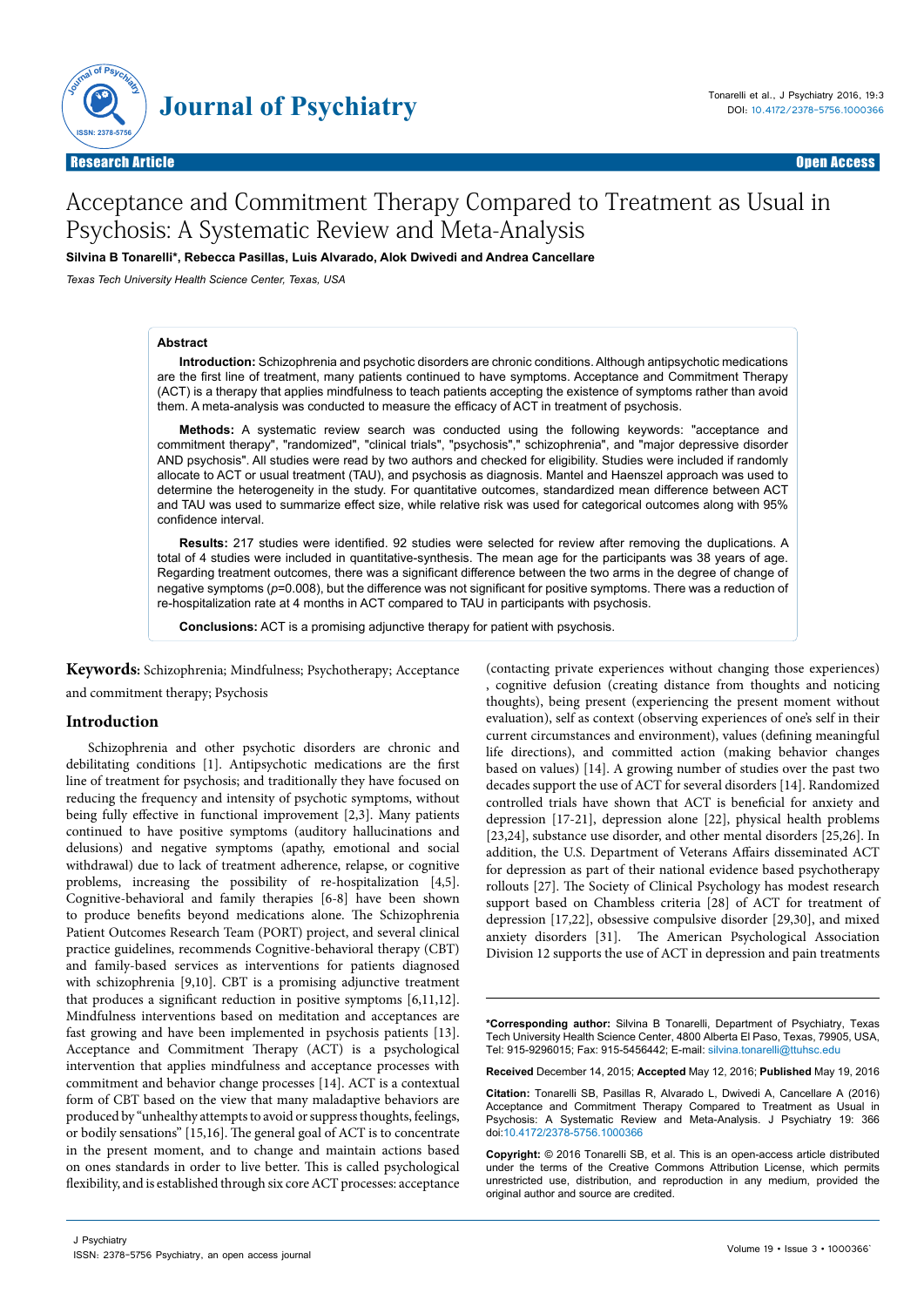Research Article | Open Access

# Acceptance and Commitment Therapy Compared to Treatment as Usual in Psychosis: A Systematic Review and Meta-Analysis

**Silvina B Tonarelli\*, Rebecca Pasillas, Luis Alvarado, Alok Dwivedi and Andrea Cancellare**

*Texas Tech University Health Science Center, Texas, USA*

## Abstract

**Introduction:** Schizophrenia and psychotic disorders are chronic conditions. Although antipsychotic medications are the first line of treatment, many patients continued to have symptoms. Acceptance and Commitment Therapy (ACT) is a therapy that applies mindfulness to teach patients accepting the existence of symptoms rather than avoid them. A meta-analysis was conducted to measure the efficacy of ACT in treatment of psychosis.

**Methods:** A systematic review search was conducted using the following keywords: "acceptance and commitment therapy", "randomized", "clinical trials", "psychosis"," schizophrenia", and "major depressive disorder AND psychosis". All studies were read by two authors and checked for eligibility. Studies were included if randomly allocate to ACT or usual treatment (TAU), and psychosis as diagnosis. Mantel and Haenszel approach was used to determine the heterogeneity in the study. For quantitative outcomes, standardized mean difference between ACT and TAU was used to summarize effect size, while relative risk was used for categorical outcomes along with 95% confidence interval.

**Results:** 217 studies were identified. 92 studies were selected for review after removing the duplications. A total of 4 studies were included in quantitative-synthesis. The mean age for the participants was 38 years of age. Regarding treatment outcomes, there was a significant difference between the two arms in the degree of change of negative symptoms ($p$=0.008), but the difference was not significant for positive symptoms. There was a reduction of re-hospitalization rate at 4 months in ACT compared to TAU in participants with psychosis.

**Conclusions:** ACT is a promising adjunctive therapy for patient with psychosis.

**Keywords:** Schizophrenia; Mindfulness; Psychotherapy; Acceptance and commitment therapy; Psychosis

## Introduction

Schizophrenia and other psychotic disorders are chronic and debilitating conditions [1]. Antipsychotic medications are the first line of treatment for psychosis; and traditionally they have focused on reducing the frequency and intensity of psychotic symptoms, without being fully effective in functional improvement [2,3]. Many patients continued to have positive symptoms (auditory hallucinations and delusions) and negative symptoms (apathy, emotional and social withdrawal) due to lack of treatment adherence, relapse, or cognitive problems, increasing the possibility of re-hospitalization [4,5]. Cognitive-behavioral and family therapies [6-8] have been shown to produce benefits beyond medications alone. The Schizophrenia Patient Outcomes Research Team (PORT) project, and several clinical practice guidelines, recommends Cognitive-behavioral therapy (CBT) and family-based services as interventions for patients diagnosed with schizophrenia [9,10]. CBT is a promising adjunctive treatment that produces a significant reduction in positive symptoms [6,11,12]. Mindfulness interventions based on meditation and acceptances are fast growing and have been implemented in psychosis patients [13]. Acceptance and Commitment Therapy (ACT) is a psychological intervention that applies mindfulness and acceptance processes with commitment and behavior change processes [14]. ACT is a contextual form of CBT based on the view that many maladaptive behaviors are produced by "unhealthy attempts to avoid or suppress thoughts, feelings, or bodily sensations" [15,16]. The general goal of ACT is to concentrate in the present moment, and to change and maintain actions based on ones standards in order to live better. This is called psychological flexibility, and is established through six core ACT processes: acceptance (contacting private experiences without changing those experiences), cognitive defusion (creating distance from thoughts and noticing thoughts), being present (experiencing the present moment without evaluation), self as context (observing experiences of one's self in their current circumstances and environment), values (defining meaningful life directions), and committed action (making behavior changes based on values) [14]. A growing number of studies over the past two decades support the use of ACT for several disorders [14]. Randomized controlled trials have shown that ACT is beneficial for anxiety and depression [17-21], depression alone [22], physical health problems [23,24], substance use disorder, and other mental disorders [25,26]. In addition, the U.S. Department of Veterans Affairs disseminated ACT for depression as part of their national evidence based psychotherapy rollouts [27]. The Society of Clinical Psychology has modest research support based on Chambless criteria [28] of ACT for treatment of depression [17,22], obsessive compulsive disorder [29,30], and mixed anxiety disorders [31]. The American Psychological Association Division 12 supports the use of ACT in depression and pain treatments

---

**\*Corresponding author:** Silvina B Tonarelli, Department of Psychiatry, Texas Tech University Health Science Center, 4800 Alberta El Paso, Texas, 79905, USA, Tel: 915-9296015; Fax: 915-5456442; E-mail: silvina.tonarelli@ttuhsc.edu

**Received** December 14, 2015; **Accepted** May 12, 2016; **Published** May 19, 2016

**Citation:** Tonarelli SB, Pasillas R, Alvarado L, Dwivedi A, Cancellare A (2016) Acceptance and Commitment Therapy Compared to Treatment as Usual in Psychosis: A Systematic Review and Meta-Analysis. J Psychiatry 19: 366 doi:10.4172/2378-5756.1000366

**Copyright:** © 2016 Tonarelli SB, et al. This is an open-access article distributed under the terms of the Creative Commons Attribution License, which permits unrestricted use, distribution, and reproduction in any medium, provided the original author and source are credited.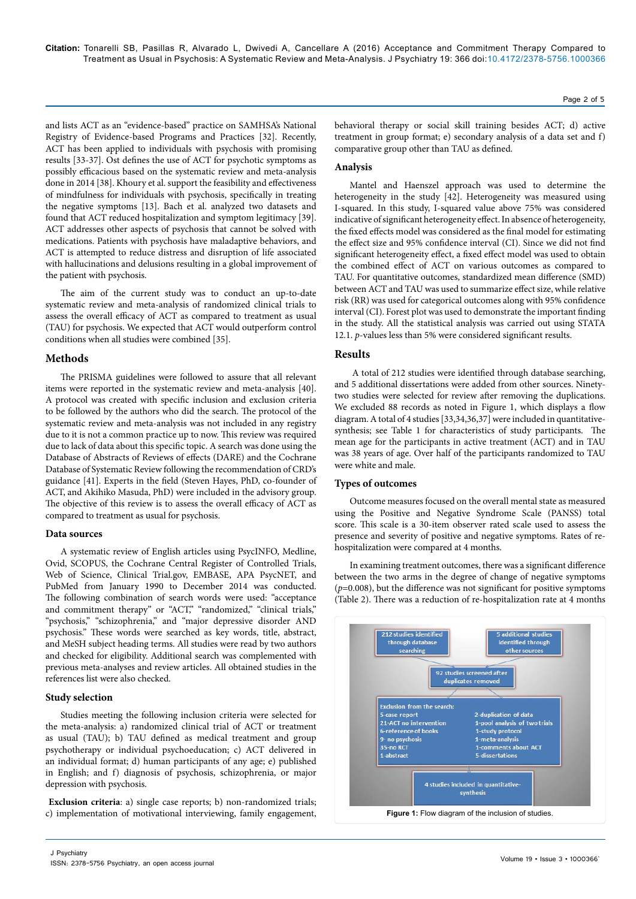and lists ACT as an "evidence-based" practice on SAMHSA's National Registry of Evidence-based Programs and Practices [32]. Recently, ACT has been applied to individuals with psychosis with promising results [33-37]. Ost defines the use of ACT for psychotic symptoms as possibly efficacious based on the systematic review and meta-analysis done in 2014 [38]. Khoury et al. support the feasibility and effectiveness of mindfulness for individuals with psychosis, specifically in treating the negative symptoms [13]. Bach et al. analyzed two datasets and found that ACT reduced hospitalization and symptom legitimacy [39]. ACT addresses other aspects of psychosis that cannot be solved with medications. Patients with psychosis have maladaptive behaviors, and ACT is attempted to reduce distress and disruption of life associated with hallucinations and delusions resulting in a global improvement of the patient with psychosis.

The aim of the current study was to conduct an up-to-date systematic review and meta-analysis of randomized clinical trials to assess the overall efficacy of ACT as compared to treatment as usual (TAU) for psychosis. We expected that ACT would outperform control conditions when all studies were combined [35].

## Methods

The PRISMA guidelines were followed to assure that all relevant items were reported in the systematic review and meta-analysis [40]. A protocol was created with specific inclusion and exclusion criteria to be followed by the authors who did the search. The protocol of the systematic review and meta-analysis was not included in any registry due to it is not a common practice up to now. This review was required due to lack of data about this specific topic. A search was done using the Database of Abstracts of Reviews of effects (DARE) and the Cochrane Database of Systematic Review following the recommendation of CRD's guidance [41]. Experts in the field (Steven Hayes, PhD, co-founder of ACT, and Akihiko Masuda, PhD) were included in the advisory group. The objective of this review is to assess the overall efficacy of ACT as compared to treatment as usual for psychosis.

### Data sources

A systematic review of English articles using PsycINFO, Medline, Ovid, SCOPUS, the Cochrane Central Register of Controlled Trials, Web of Science, Clinical Trial.gov, EMBASE, APA PsycNET, and PubMed from January 1990 to December 2014 was conducted. The following combination of search words were used: "acceptance and commitment therapy" or "ACT," "randomized," "clinical trials," "psychosis," "schizophrenia," and "major depressive disorder AND psychosis." These words were searched as key words, title, abstract, and MeSH subject heading terms. All studies were read by two authors and checked for eligibility. Additional search was complemented with previous meta-analyses and review articles. All obtained studies in the references list were also checked.

### Study selection

Studies meeting the following inclusion criteria were selected for the meta-analysis: a) randomized clinical trial of ACT or treatment as usual (TAU); b) TAU defined as medical treatment and group psychotherapy or individual psychoeducation; c) ACT delivered in an individual format; d) human participants of any age; e) published in English; and f) diagnosis of psychosis, schizophrenia, or major depression with psychosis.

**Exclusion criteria**: a) single case reports; b) non-randomized trials; c) implementation of motivational interviewing, family engagement, behavioral therapy or social skill training besides ACT; d) active treatment in group format; e) secondary analysis of a data set and f) comparative group other than TAU as defined.

### Analysis

Mantel and Haenszel approach was used to determine the heterogeneity in the study [42]. Heterogeneity was measured using I-squared. In this study, I-squared value above 75% was considered indicative of significant heterogeneity effect. In absence of heterogeneity, the fixed effects model was considered as the final model for estimating the effect size and 95% confidence interval (CI). Since we did not find significant heterogeneity effect, a fixed effect model was used to obtain the combined effect of ACT on various outcomes as compared to TAU. For quantitative outcomes, standardized mean difference (SMD) between ACT and TAU was used to summarize effect size, while relative risk (RR) was used for categorical outcomes along with 95% confidence interval (CI). Forest plot was used to demonstrate the important finding in the study. All the statistical analysis was carried out using STATA 12.1. *p*-values less than 5% were considered significant results.

## Results

A total of 212 studies were identified through database searching, and 5 additional dissertations were added from other sources. Ninety-two studies were selected for review after removing the duplications. We excluded 88 records as noted in Figure 1, which displays a flow diagram. A total of 4 studies [33,34,36,37] were included in quantitative-synthesis; see Table 1 for characteristics of study participants. The mean age for the participants in active treatment (ACT) and in TAU was 38 years of age. Over half of the participants randomized to TAU were white and male.

## Types of outcomes

Outcome measures focused on the overall mental state as measured using the Positive and Negative Syndrome Scale (PANSS) total score. This scale is a 30-item observer rated scale used to assess the presence and severity of positive and negative symptoms. Rates of re-hospitalization were compared at 4 months.

In examining treatment outcomes, there was a significant difference between the two arms in the degree of change of negative symptoms ($p$=0.008), but the difference was not significant for positive symptoms (Table 2). There was a reduction of re-hospitalization rate at 4 months

212 studies identified through database searching

5 additional studies identified through other sources

92 studies screened after duplicates removed

Exclusion from the search:
5-case report
21-ACT no intervention
6-reference of books
9- no psychosis
35-no RCT
1-abstract
2-duplication of data
1-pool analysis of two trials
1-study protocol
1-meta-analysis
1-comments about ACT
5-dissertations

4 studies included in quantitative-synthesis

**Figure 1:** Flow diagram of the inclusion of studies.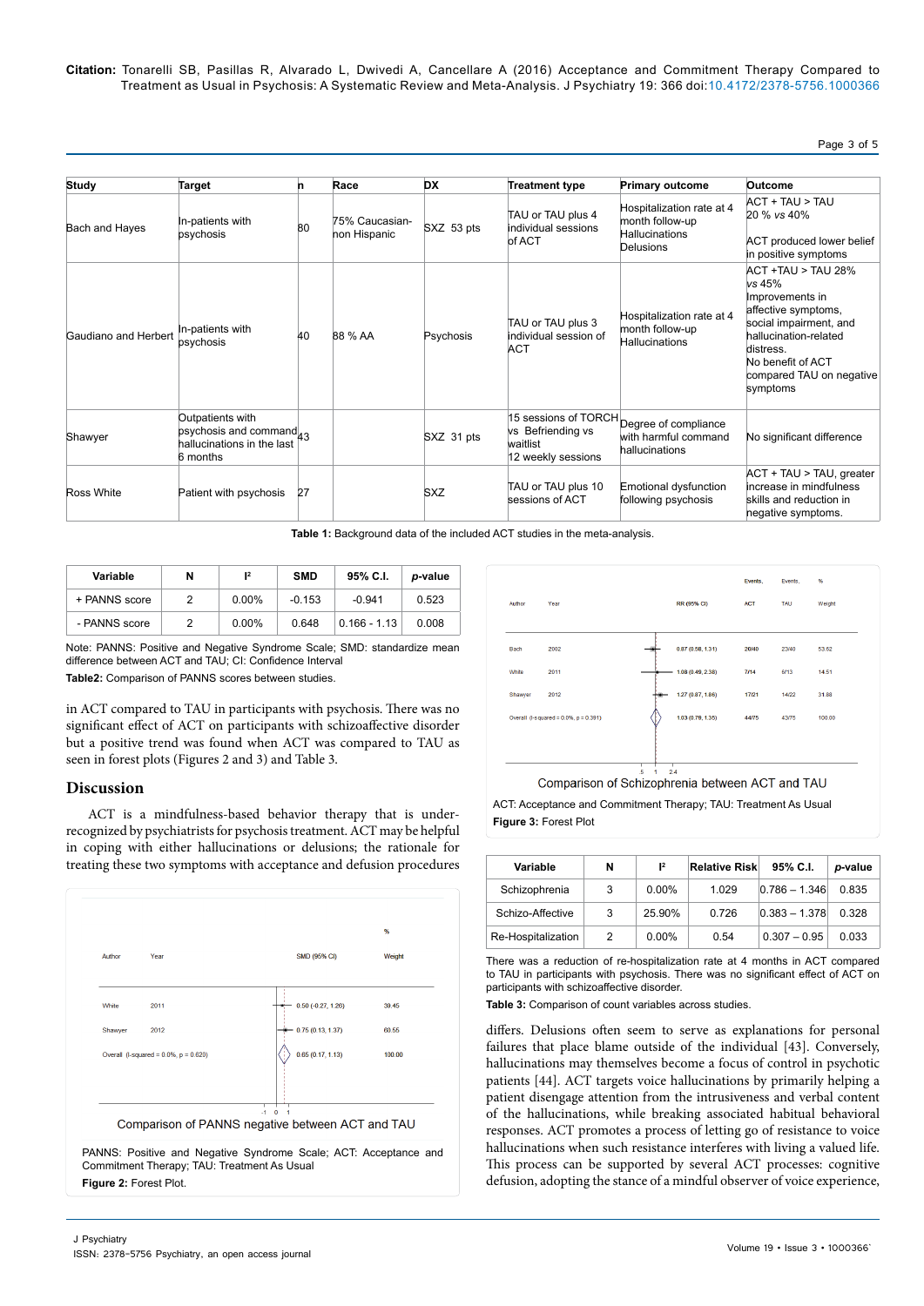| Study | Target | n | Race | DX | Treatment type | Primary outcome | Outcome |
|---|---|---|---|---|---|---|---|
| Bach and Hayes | In-patients with psychosis | 80 | 75% Caucasian-non Hispanic | SXZ 53 pts | TAU or TAU plus 4 individual sessions of ACT | Hospitalization rate at 4 month follow-up Hallucinations Delusions | ACT + TAU > TAU 20 % *vs* 40% ACT produced lower belief in positive symptoms |
| Gaudiano and Herbert | In-patients with psychosis | 40 | 88 % AA | Psychosis | TAU or TAU plus 3 individual session of ACT | Hospitalization rate at 4 month follow-up Hallucinations | ACT +TAU > TAU 28% *vs* 45% Improvements in affective symptoms, social impairment, and hallucination-related distress. No benefit of ACT compared TAU on negative symptoms |
| Shawyer | Outpatients with psychosis and command hallucinations in the last 6 months | 43 | | SXZ 31 pts | 15 sessions of TORCH vs Befriending vs waitlist 12 weekly sessions | Degree of compliance with harmful command hallucinations | No significant difference |
| Ross White | Patient with psychosis | 27 | | SXZ | TAU or TAU plus 10 sessions of ACT | Emotional dysfunction following psychosis | ACT + TAU > TAU, greater increase in mindfulness skills and reduction in negative symptoms. |

**Table 1:** Background data of the included ACT studies in the meta-analysis.

| Variable | N | $I^2$ | SMD | 95% C.I. | *p*-value |
|---|---|---|---|---|---|
| + PANNS score | 2 | 0.00% | -0.153 | -0.941 | 0.523 |
| - PANNS score | 2 | 0.00% | 0.648 | 0.166 - 1.13 | 0.008 |

Note: PANNS: Positive and Negative Syndrome Scale; SMD: standardize mean difference between ACT and TAU; CI: Confidence Interval

**Table2:** Comparison of PANNS scores between studies.

in ACT compared to TAU in participants with psychosis. There was no significant effect of ACT on participants with schizoaffective disorder but a positive trend was found when ACT was compared to TAU as seen in forest plots (Figures 2 and 3) and Table 3.

## Discussion

ACT is a mindfulness-based behavior therapy that is under-recognized by psychiatrists for psychosis treatment. ACT may be helpful in coping with either hallucinations or delusions; the rationale for treating these two symptoms with acceptance and defusion procedures

| Author | Year | SMD (95% CI) | % Weight |
|---|---|---|---|
| White | 2011 | 0.50 (-0.27, 1.26) | 39.45 |
| Shawyer | 2012 | 0.75 (0.13, 1.37) | 60.55 |
| Overall (I-squared = 0.0%, p = 0.620) | | 0.65 (0.17, 1.13) | 100.00 |

Comparison of PANNS negative between ACT and TAU

PANNS: Positive and Negative Syndrome Scale; ACT: Acceptance and Commitment Therapy; TAU: Treatment As Usual

**Figure 2:** Forest Plot.

| Author | Year | RR (95% CI) | Events, ACT | Events, TAU | % Weight |
|---|---|---|---|---|---|
| Bach | 2002 | 0.87 (0.58, 1.31) | 20/40 | 23/40 | 53.62 |
| White | 2011 | 1.08 (0.49, 2.38) | 7/14 | 6/13 | 14.51 |
| Shawyer | 2012 | 1.27 (0.87, 1.86) | 17/21 | 14/22 | 31.88 |
| Overall (I-squared = 0.0%, p = 0.391) | | 1.03 (0.79, 1.35) | 44/75 | 43/75 | 100.00 |

Comparison of Schizophrenia between ACT and TAU

ACT: Acceptance and Commitment Therapy; TAU: Treatment As Usual

**Figure 3:** Forest Plot

| Variable | N | $I^2$ | Relative Risk | 95% C.I. | *p*-value |
|---|---|---|---|---|---|
| Schizophrenia | 3 | 0.00% | 1.029 | 0.786 – 1.346 | 0.835 |
| Schizo-Affective | 3 | 25.90% | 0.726 | 0.383 – 1.378 | 0.328 |
| Re-Hospitalization | 2 | 0.00% | 0.54 | 0.307 – 0.95 | 0.033 |

There was a reduction of re-hospitalization rate at 4 months in ACT compared to TAU in participants with psychosis. There was no significant effect of ACT on participants with schizoaffective disorder.

**Table 3:** Comparison of count variables across studies.

differs. Delusions often seem to serve as explanations for personal failures that place blame outside of the individual [43]. Conversely, hallucinations may themselves become a focus of control in psychotic patients [44]. ACT targets voice hallucinations by primarily helping a patient disengage attention from the intrusiveness and verbal content of the hallucinations, while breaking associated habitual behavioral responses. ACT promotes a process of letting go of resistance to voice hallucinations when such resistance interferes with living a valued life. This process can be supported by several ACT processes: cognitive defusion, adopting the stance of a mindful observer of voice experience,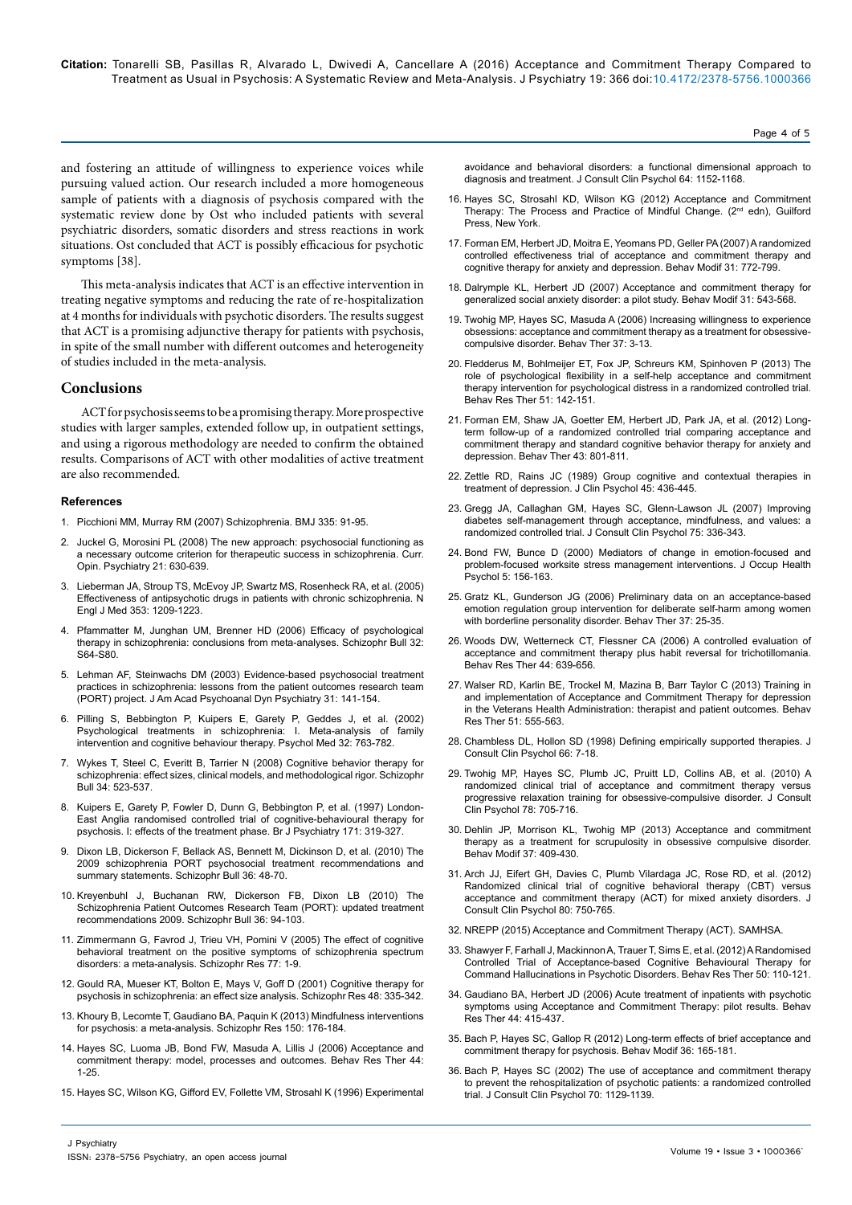and fostering an attitude of willingness to experience voices while pursuing valued action. Our research included a more homogeneous sample of patients with a diagnosis of psychosis compared with the systematic review done by Ost who included patients with several psychiatric disorders, somatic disorders and stress reactions in work situations. Ost concluded that ACT is possibly efficacious for psychotic symptoms [38].

This meta-analysis indicates that ACT is an effective intervention in treating negative symptoms and reducing the rate of re-hospitalization at 4 months for individuals with psychotic disorders. The results suggest that ACT is a promising adjunctive therapy for patients with psychosis, in spite of the small number with different outcomes and heterogeneity of studies included in the meta-analysis.

## Conclusions

ACT for psychosis seems to be a promising therapy. More prospective studies with larger samples, extended follow up, in outpatient settings, and using a rigorous methodology are needed to confirm the obtained results. Comparisons of ACT with other modalities of active treatment are also recommended.

### References

1. Picchioni MM, Murray RM (2007) Schizophrenia. BMJ 335: 91-95.
2. Juckel G, Morosini PL (2008) The new approach: psychosocial functioning as a necessary outcome criterion for therapeutic success in schizophrenia. Curr. Opin. Psychiatry 21: 630-639.
3. Lieberman JA, Stroup TS, McEvoy JP, Swartz MS, Rosenheck RA, et al. (2005) Effectiveness of antipsychotic drugs in patients with chronic schizophrenia. N Engl J Med 353: 1209-1223.
4. Pfammatter M, Junghan UM, Brenner HD (2006) Efficacy of psychological therapy in schizophrenia: conclusions from meta-analyses. Schizophr Bull 32: S64-S80.
5. Lehman AF, Steinwachs DM (2003) Evidence-based psychosocial treatment practices in schizophrenia: lessons from the patient outcomes research team (PORT) project. J Am Acad Psychoanal Dyn Psychiatry 31: 141-154.
6. Pilling S, Bebbington P, Kuipers E, Garety P, Geddes J, et al. (2002) Psychological treatments in schizophrenia: I. Meta-analysis of family intervention and cognitive behaviour therapy. Psychol Med 32: 763-782.
7. Wykes T, Steel C, Everitt B, Tarrier N (2008) Cognitive behavior therapy for schizophrenia: effect sizes, clinical models, and methodological rigor. Schizophr Bull 34: 523-537.
8. Kuipers E, Garety P, Fowler D, Dunn G, Bebbington P, et al. (1997) London-East Anglia randomised controlled trial of cognitive-behavioural therapy for psychosis. I: effects of the treatment phase. Br J Psychiatry 171: 319-327.
9. Dixon LB, Dickerson F, Bellack AS, Bennett M, Dickinson D, et al. (2010) The 2009 schizophrenia PORT psychosocial treatment recommendations and summary statements. Schizophr Bull 36: 48-70.
10. Kreyenbuhl J, Buchanan RW, Dickerson FB, Dixon LB (2010) The Schizophrenia Patient Outcomes Research Team (PORT): updated treatment recommendations 2009. Schizophr Bull 36: 94-103.
11. Zimmermann G, Favrod J, Trieu VH, Pomini V (2005) The effect of cognitive behavioral treatment on the positive symptoms of schizophrenia spectrum disorders: a meta-analysis. Schizophr Res 77: 1-9.
12. Gould RA, Mueser KT, Bolton E, Mays V, Goff D (2001) Cognitive therapy for psychosis in schizophrenia: an effect size analysis. Schizophr Res 48: 335-342.
13. Khoury B, Lecomte T, Gaudiano BA, Paquin K (2013) Mindfulness interventions for psychosis: a meta-analysis. Schizophr Res 150: 176-184.
14. Hayes SC, Luoma JB, Bond FW, Masuda A, Lillis J (2006) Acceptance and commitment therapy: model, processes and outcomes. Behav Res Ther 44: 1-25.
15. Hayes SC, Wilson KG, Gifford EV, Follette VM, Strosahl K (1996) Experimental avoidance and behavioral disorders: a functional dimensional approach to diagnosis and treatment. J Consult Clin Psychol 64: 1152-1168.
16. Hayes SC, Strosahl KD, Wilson KG (2012) Acceptance and Commitment Therapy: The Process and Practice of Mindful Change. (2nd edn), Guilford Press, New York.
17. Forman EM, Herbert JD, Moitra E, Yeomans PD, Geller PA (2007) A randomized controlled effectiveness trial of acceptance and commitment therapy and cognitive therapy for anxiety and depression. Behav Modif 31: 772-799.
18. Dalrymple KL, Herbert JD (2007) Acceptance and commitment therapy for generalized social anxiety disorder: a pilot study. Behav Modif 31: 543-568.
19. Twohig MP, Hayes SC, Masuda A (2006) Increasing willingness to experience obsessions: acceptance and commitment therapy as a treatment for obsessive-compulsive disorder. Behav Ther 37: 3-13.
20. Fledderus M, Bohlmeijer ET, Fox JP, Schreurs KM, Spinhoven P (2013) The role of psychological flexibility in a self-help acceptance and commitment therapy intervention for psychological distress in a randomized controlled trial. Behav Res Ther 51: 142-151.
21. Forman EM, Shaw JA, Goetter EM, Herbert JD, Park JA, et al. (2012) Long-term follow-up of a randomized controlled trial comparing acceptance and commitment therapy and standard cognitive behavior therapy for anxiety and depression. Behav Ther 43: 801-811.
22. Zettle RD, Rains JC (1989) Group cognitive and contextual therapies in treatment of depression. J Clin Psychol 45: 436-445.
23. Gregg JA, Callaghan GM, Hayes SC, Glenn-Lawson JL (2007) Improving diabetes self-management through acceptance, mindfulness, and values: a randomized controlled trial. J Consult Clin Psychol 75: 336-343.
24. Bond FW, Bunce D (2000) Mediators of change in emotion-focused and problem-focused worksite stress management interventions. J Occup Health Psychol 5: 156-163.
25. Gratz KL, Gunderson JG (2006) Preliminary data on an acceptance-based emotion regulation group intervention for deliberate self-harm among women with borderline personality disorder. Behav Ther 37: 25-35.
26. Woods DW, Wetterneck CT, Flessner CA (2006) A controlled evaluation of acceptance and commitment therapy plus habit reversal for trichotillomania. Behav Res Ther 44: 639-656.
27. Walser RD, Karlin BE, Trockel M, Mazina B, Barr Taylor C (2013) Training in and implementation of Acceptance and Commitment Therapy for depression in the Veterans Health Administration: therapist and patient outcomes. Behav Res Ther 51: 555-563.
28. Chambless DL, Hollon SD (1998) Defining empirically supported therapies. J Consult Clin Psychol 66: 7-18.
29. Twohig MP, Hayes SC, Plumb JC, Pruitt LD, Collins AB, et al. (2010) A randomized clinical trial of acceptance and commitment therapy versus progressive relaxation training for obsessive-compulsive disorder. J Consult Clin Psychol 78: 705-716.
30. Dehlin JP, Morrison KL, Twohig MP (2013) Acceptance and commitment therapy as a treatment for scrupulosity in obsessive compulsive disorder. Behav Modif 37: 409-430.
31. Arch JJ, Eifert GH, Davies C, Plumb Vilardaga JC, Rose RD, et al. (2012) Randomized clinical trial of cognitive behavioral therapy (CBT) versus acceptance and commitment therapy (ACT) for mixed anxiety disorders. J Consult Clin Psychol 80: 750-765.
32. NREPP (2015) Acceptance and Commitment Therapy (ACT). SAMHSA.
33. Shawyer F, Farhall J, Mackinnon A, Trauer T, Sims E, et al. (2012) A Randomised Controlled Trial of Acceptance-based Cognitive Behavioural Therapy for Command Hallucinations in Psychotic Disorders. Behav Res Ther 50: 110-121.
34. Gaudiano BA, Herbert JD (2006) Acute treatment of inpatients with psychotic symptoms using Acceptance and Commitment Therapy: pilot results. Behav Res Ther 44: 415-437.
35. Bach P, Hayes SC, Gallop R (2012) Long-term effects of brief acceptance and commitment therapy for psychosis. Behav Modif 36: 165-181.
36. Bach P, Hayes SC (2002) The use of acceptance and commitment therapy to prevent the rehospitalization of psychotic patients: a randomized controlled trial. J Consult Clin Psychol 70: 1129-1139.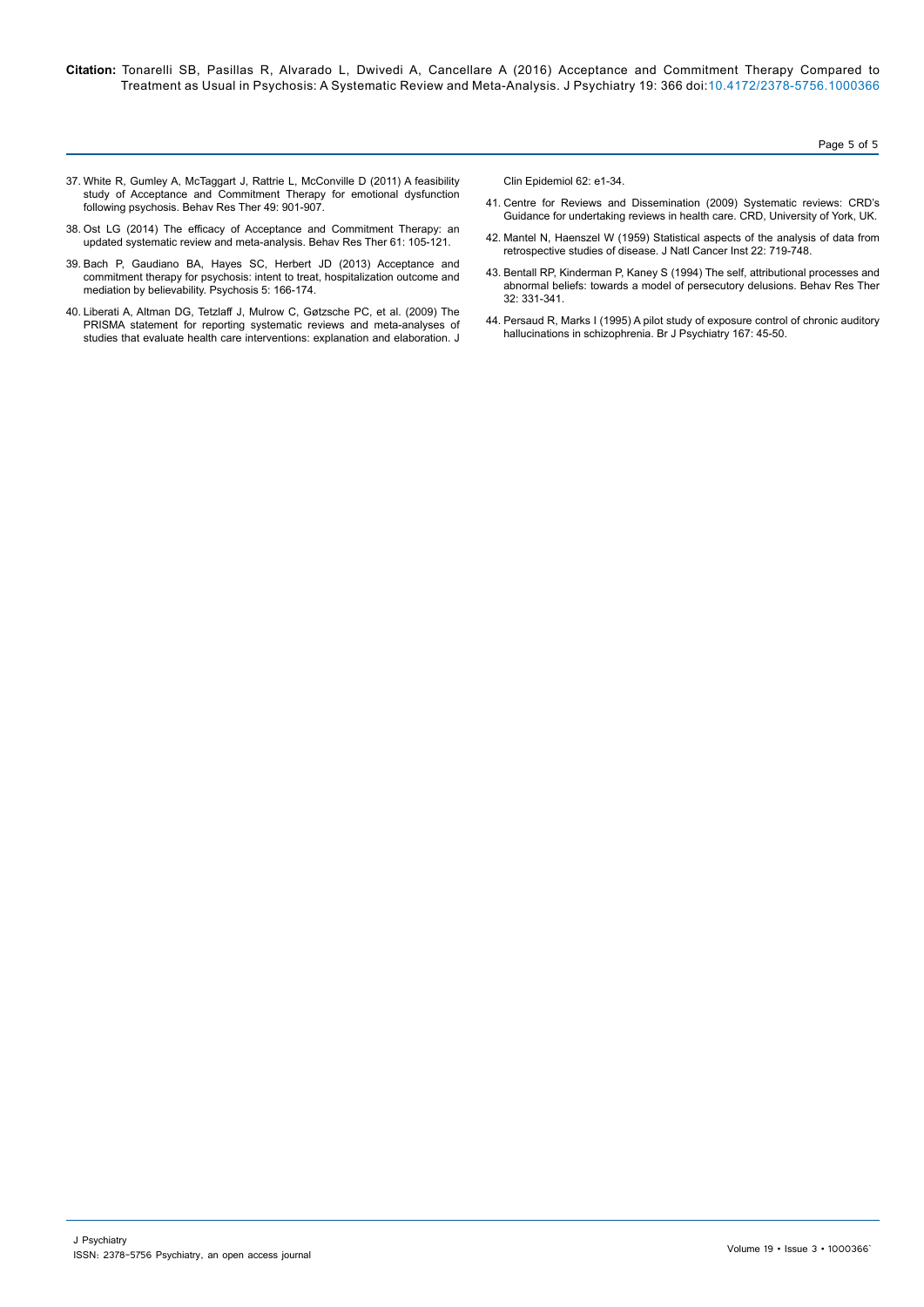37. White R, Gumley A, McTaggart J, Rattrie L, McConville D (2011) A feasibility study of Acceptance and Commitment Therapy for emotional dysfunction following psychosis. Behav Res Ther 49: 901-907.
38. Ost LG (2014) The efficacy of Acceptance and Commitment Therapy: an updated systematic review and meta-analysis. Behav Res Ther 61: 105-121.
39. Bach P, Gaudiano BA, Hayes SC, Herbert JD (2013) Acceptance and commitment therapy for psychosis: intent to treat, hospitalization outcome and mediation by believability. Psychosis 5: 166-174.
40. Liberati A, Altman DG, Tetzlaff J, Mulrow C, Gøtzsche PC, et al. (2009) The PRISMA statement for reporting systematic reviews and meta-analyses of studies that evaluate health care interventions: explanation and elaboration. J Clin Epidemiol 62: e1-34.
41. Centre for Reviews and Dissemination (2009) Systematic reviews: CRD's Guidance for undertaking reviews in health care. CRD, University of York, UK.
42. Mantel N, Haenszel W (1959) Statistical aspects of the analysis of data from retrospective studies of disease. J Natl Cancer Inst 22: 719-748.
43. Bentall RP, Kinderman P, Kaney S (1994) The self, attributional processes and abnormal beliefs: towards a model of persecutory delusions. Behav Res Ther 32: 331-341.
44. Persaud R, Marks I (1995) A pilot study of exposure control of chronic auditory hallucinations in schizophrenia. Br J Psychiatry 167: 45-50.